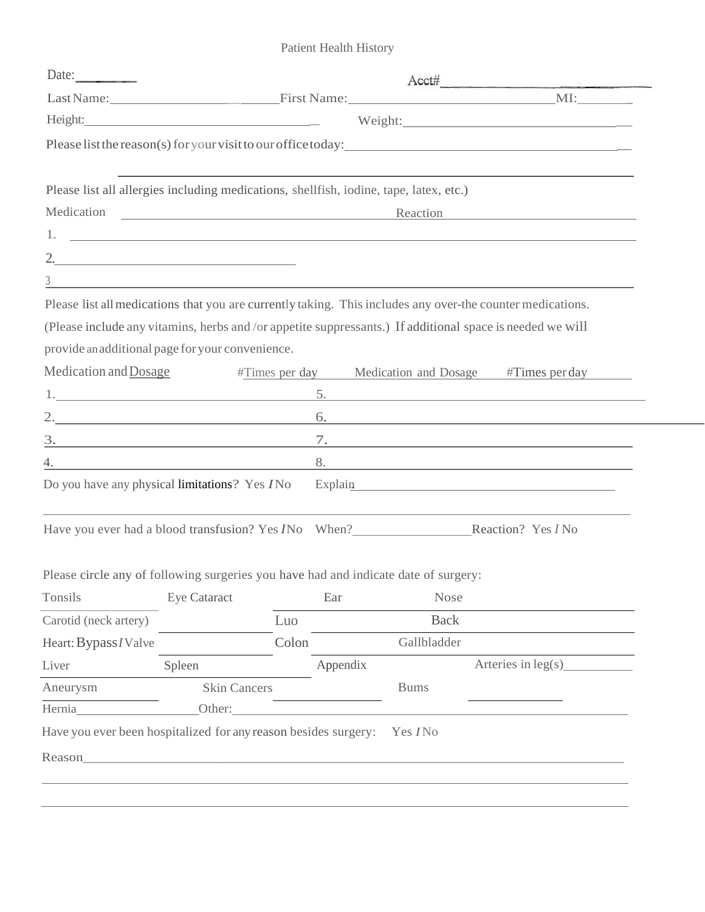# Patient Health History

Date:________ Acct#________________________

Last Name:________________________ First Name:______________________________ MI:________

Height:____________________________________ Weight:__________________________________

Please list the reason(s) for your visit to our office today:________________________________________

____________________________________________________________________________________

Please list all allergies including medications, shellfish, iodine, tape, latex, etc.)

| Medication | Reaction |
|---|---|
| 1. | |
| 2. | |
| 3 | |

Please list all medications that you are currently taking. This includes any over-the counter medications. (Please include any vitamins, herbs and /or appetite suppressants.) If additional space is needed we will provide an additional page for your convenience.

| Medication and Dosage | #Times per day | Medication and Dosage | #Times per day |
|---|---|---|---|
| 1. | | 5. | |
| 2. | | 6. | |
| 3. | | 7. | |
| 4. | | 8. | |

Do you have any physical limitations? Yes / No Explain________________________________________

____________________________________________________________________________________

Have you ever had a blood transfusion? Yes / No When?__________________ Reaction? Yes / No

Please circle any of following surgeries you have had and indicate date of surgery:

| | | | | |
|---|---|---|---|---|
| Tonsils | Eye Cataract | Ear | Nose | |
| Carotid (neck artery) | | Luo | Back | |
| Heart: Bypass / Valve | | Colon | Gallbladder | |
| Liver | Spleen | Appendix | Arteries in leg(s)__________ | |
| Aneurysm | Skin Cancers | | Bums | |
| Hernia__________ | Other:________________________ | | | |

Have you ever been hospitalized for any reason besides surgery: Yes / No

Reason______________________________________________________________________________

____________________________________________________________________________________

____________________________________________________________________________________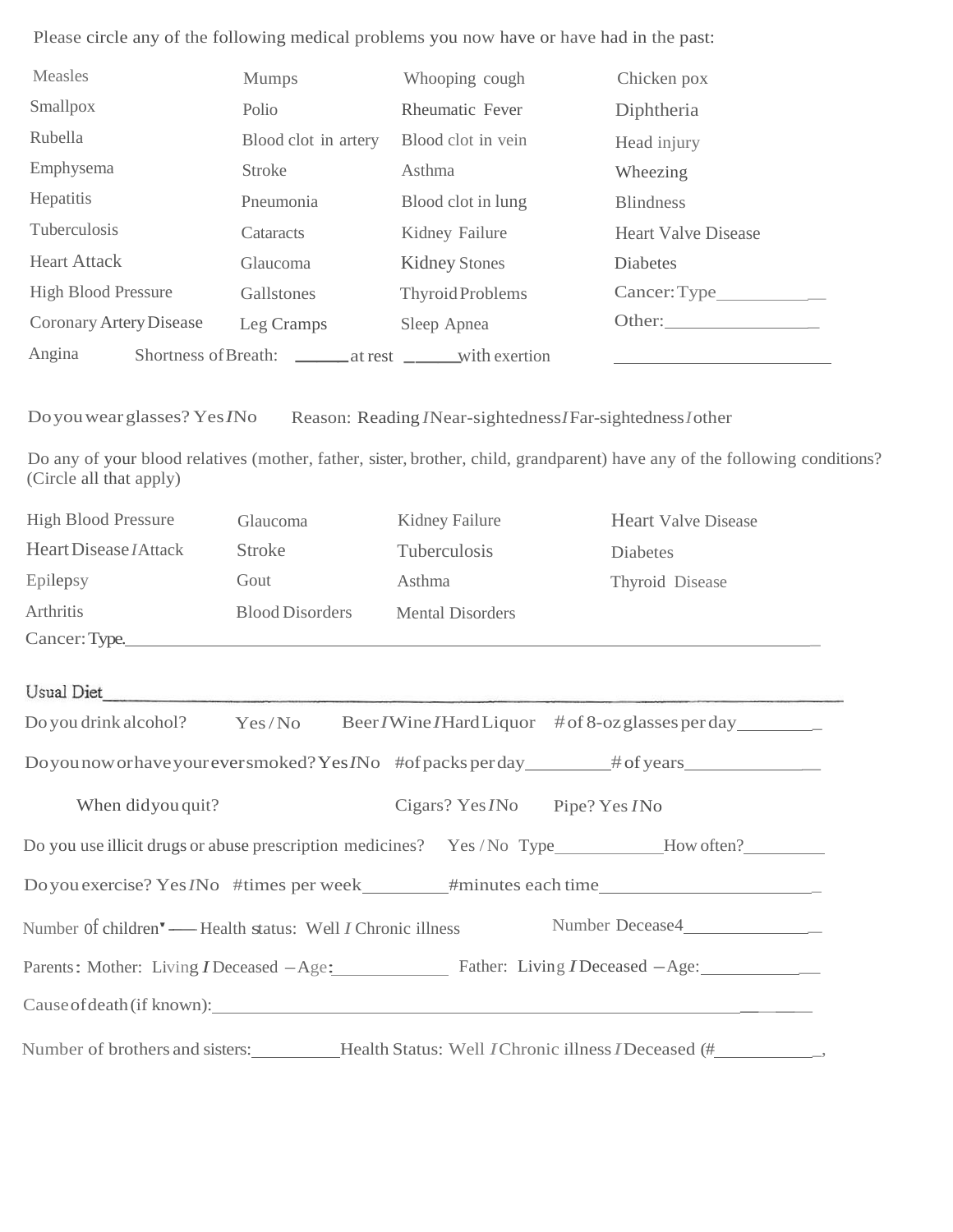Please circle any of the following medical problems you now have or have had in the past:

| | | | |
|---|---|---|---|
| Measles | Mumps | Whooping cough | Chicken pox |
| Smallpox | Polio | Rheumatic Fever | Diphtheria |
| Rubella | Blood clot in artery | Blood clot in vein | Head injury |
| Emphysema | Stroke | Asthma | Wheezing |
| Hepatitis | Pneumonia | Blood clot in lung | Blindness |
| Tuberculosis | Cataracts | Kidney Failure | Heart Valve Disease |
| Heart Attack | Glaucoma | Kidney Stones | Diabetes |
| High Blood Pressure | Gallstones | Thyroid Problems | Cancer: Type\_\_\_\_\_\_\_\_\_\_ |
| Coronary Artery Disease | Leg Cramps | Sleep Apnea | Other:\_\_\_\_\_\_\_\_\_\_\_\_\_\_ |

Angina     Shortness of Breath: \_\_\_\_\_ at rest \_\_\_\_\_ with exertion     \_\_\_\_\_\_\_\_\_\_\_\_\_\_\_\_\_\_\_\_

Do you wear glasses? Yes / No     Reason: Reading / Near-sightedness / Far-sightedness / other

Do any of your blood relatives (mother, father, sister, brother, child, grandparent) have any of the following conditions? (Circle all that apply)

| | | | |
|---|---|---|---|
| High Blood Pressure | Glaucoma | Kidney Failure | Heart Valve Disease |
| Heart Disease / Attack | Stroke | Tuberculosis | Diabetes |
| Epilepsy | Gout | Asthma | Thyroid Disease |
| Arthritis | Blood Disorders | Mental Disorders | |

Cancer: Type\_\_\_\_\_\_\_\_\_\_\_\_\_\_\_\_\_\_\_\_\_\_\_\_\_\_\_\_\_\_\_\_\_\_\_\_\_\_\_\_

Usual Diet\_\_\_\_\_\_\_\_\_\_\_\_\_\_\_\_\_\_\_\_\_\_\_\_\_\_\_\_\_\_\_\_\_\_\_\_\_\_\_\_\_\_\_\_

Do you drink alcohol?     Yes / No     Beer / Wine / Hard Liquor     # of 8-oz glasses per day\_\_\_\_\_\_\_\_

Do you now or have you ever smoked? Yes / No     # of packs per day\_\_\_\_\_\_\_\_\_ # of years\_\_\_\_\_\_\_\_\_\_\_\_\_\_

When did you quit?     Cigars? Yes / No     Pipe? Yes / No

Do you use illicit drugs or abuse prescription medicines?     Yes / No  Type\_\_\_\_\_\_\_\_\_\_\_\_ How often?\_\_\_\_\_\_\_\_\_

Do you exercise? Yes / No   # times per week\_\_\_\_\_\_\_\_\_ # minutes each time\_\_\_\_\_\_\_\_\_\_\_\_\_\_\_\_\_\_\_\_\_\_

Number of children\_\_\_\_ Health status: Well / Chronic illness     Number Deceased\_\_\_\_\_\_\_\_\_\_\_\_\_\_\_

Parents: Mother: Living / Deceased – Age:\_\_\_\_\_\_\_\_\_\_\_\_\_     Father: Living / Deceased – Age:\_\_\_\_\_\_\_\_\_\_\_\_\_

Cause of death (if known):\_\_\_\_\_\_\_\_\_\_\_\_\_\_\_\_\_\_\_\_\_\_\_\_\_\_\_\_\_\_\_\_\_\_\_\_\_\_\_\_\_\_\_\_\_\_\_\_

Number of brothers and sisters:\_\_\_\_\_\_\_\_\_\_ Health Status: Well / Chronic illness / Deceased (#\_\_\_\_\_\_\_\_\_\_\_,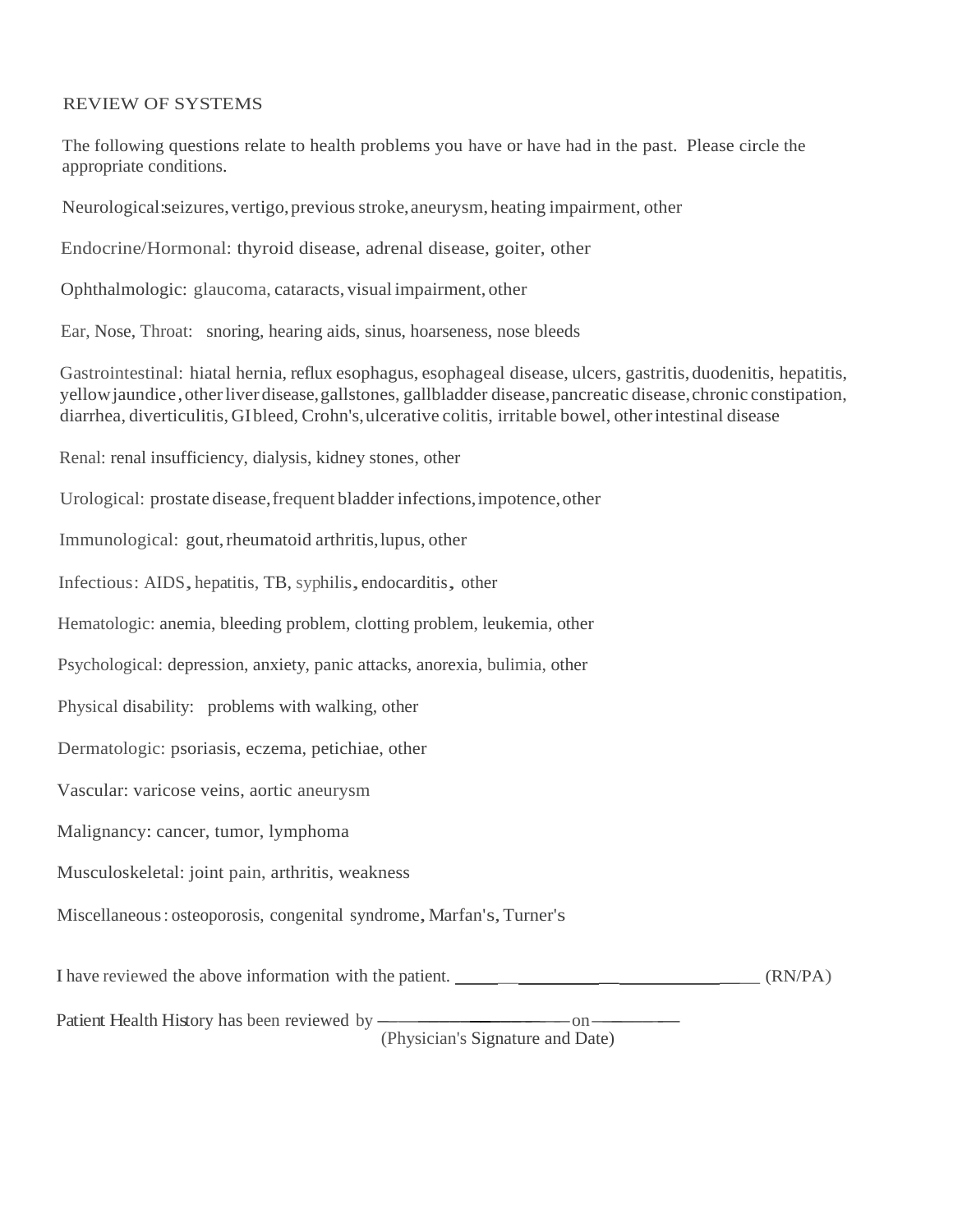## REVIEW OF SYSTEMS

The following questions relate to health problems you have or have had in the past. Please circle the appropriate conditions.

Neurological: seizures, vertigo, previous stroke, aneurysm, heating impairment, other

Endocrine/Hormonal: thyroid disease, adrenal disease, goiter, other

Ophthalmologic: glaucoma, cataracts, visual impairment, other

Ear, Nose, Throat: snoring, hearing aids, sinus, hoarseness, nose bleeds

Gastrointestinal: hiatal hernia, reflux esophagus, esophageal disease, ulcers, gastritis, duodenitis, hepatitis, yellow jaundice, other liver disease, gallstones, gallbladder disease, pancreatic disease, chronic constipation, diarrhea, diverticulitis, GI bleed, Crohn's, ulcerative colitis, irritable bowel, other intestinal disease

Renal: renal insufficiency, dialysis, kidney stones, other

Urological: prostate disease, frequent bladder infections, impotence, other

Immunological: gout, rheumatoid arthritis, lupus, other

Infectious: AIDS, hepatitis, TB, syphilis, endocarditis, other

Hematologic: anemia, bleeding problem, clotting problem, leukemia, other

Psychological: depression, anxiety, panic attacks, anorexia, bulimia, other

Physical disability: problems with walking, other

Dermatologic: psoriasis, eczema, petichiae, other

Vascular: varicose veins, aortic aneurysm

Malignancy: cancer, tumor, lymphoma

Musculoskeletal: joint pain, arthritis, weakness

Miscellaneous: osteoporosis, congenital syndrome, Marfan's, Turner's

I have reviewed the above information with the patient. ______________________________ (RN/PA)

Patient Health History has been reviewed by ____________________ on __________
(Physician's Signature and Date)